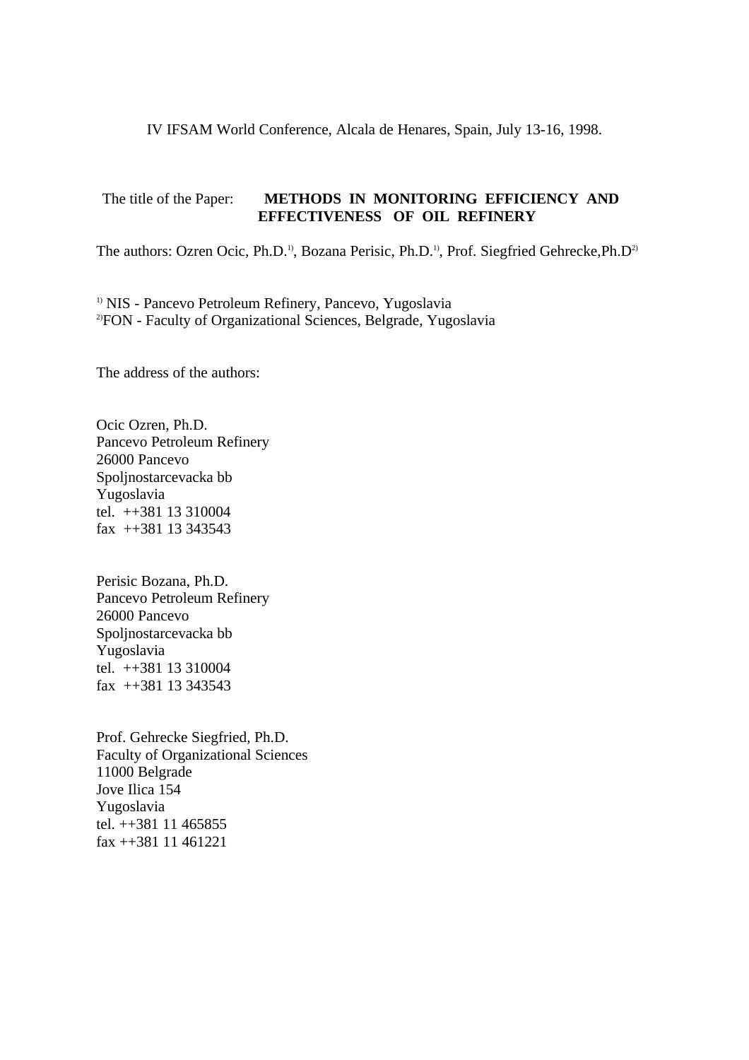IV IFSAM World Conference, Alcala de Henares, Spain, July 13-16, 1998.

The title of the Paper: **METHODS IN MONITORING EFFICIENCY AND EFFECTIVENESS OF OIL REFINERY**

The authors: Ozren Ocic, Ph.D.[1)], Bozana Perisic, Ph.D.[1)], Prof. Siegfried Gehrecke,Ph.D[2)]

[1)] NIS - Pancevo Petroleum Refinery, Pancevo, Yugoslavia
[2)]FON - Faculty of Organizational Sciences, Belgrade, Yugoslavia

The address of the authors:

Ocic Ozren, Ph.D.
Pancevo Petroleum Refinery
26000 Pancevo
Spoljnostarcevacka bb
Yugoslavia
tel. ++381 13 310004
fax ++381 13 343543

Perisic Bozana, Ph.D.
Pancevo Petroleum Refinery
26000 Pancevo
Spoljnostarcevacka bb
Yugoslavia
tel. ++381 13 310004
fax ++381 13 343543

Prof. Gehrecke Siegfried, Ph.D.
Faculty of Organizational Sciences
11000 Belgrade
Jove Ilica 154
Yugoslavia
tel. ++381 11 465855
fax ++381 11 461221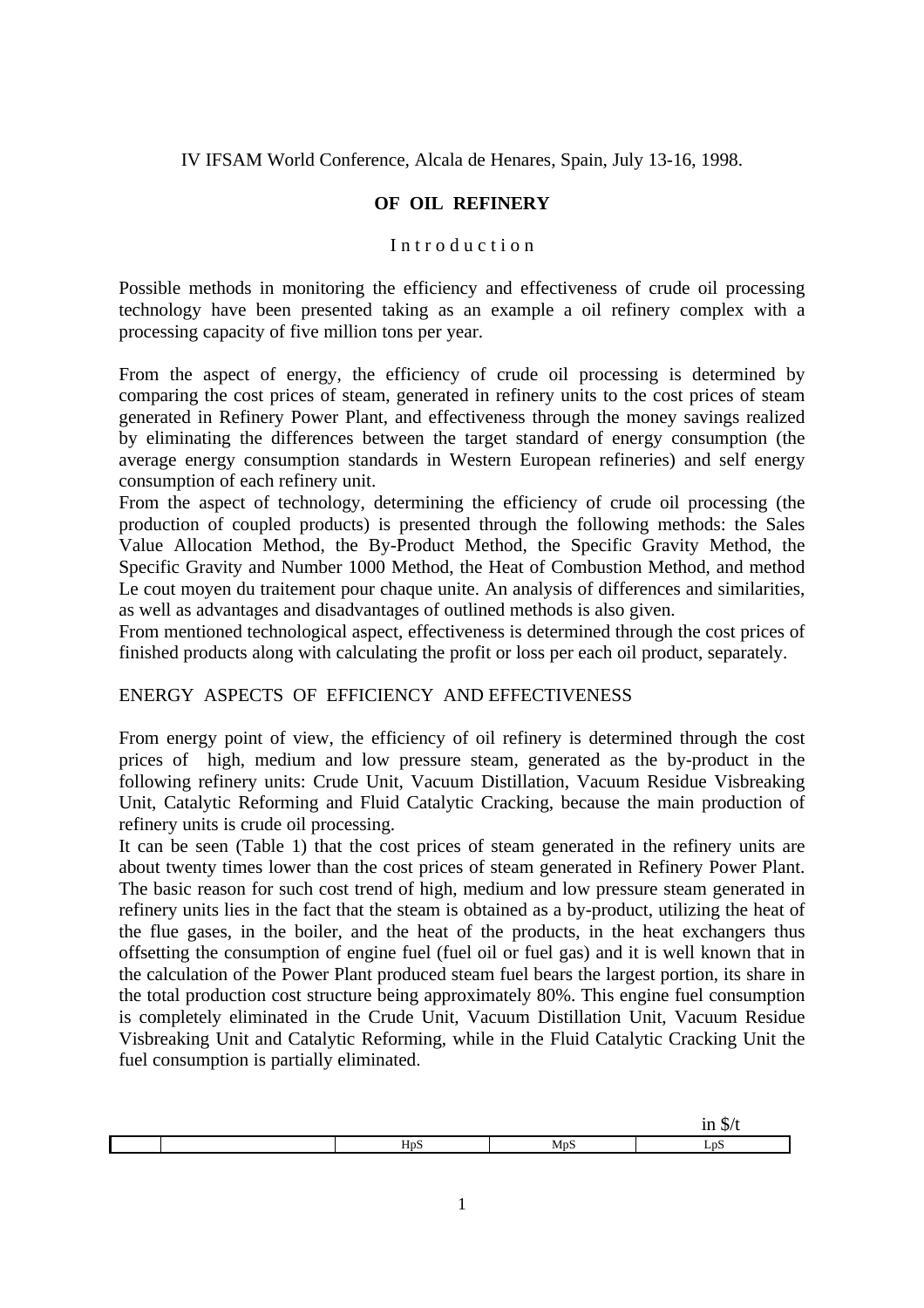IV IFSAM World Conference, Alcala de Henares, Spain, July 13-16, 1998.

## OF OIL REFINERY

### I n t r o d u c t i o n

Possible methods in monitoring the efficiency and effectiveness of crude oil processing technology have been presented taking as an example a oil refinery complex with a processing capacity of five million tons per year.

From the aspect of energy, the efficiency of crude oil processing is determined by comparing the cost prices of steam, generated in refinery units to the cost prices of steam generated in Refinery Power Plant, and effectiveness through the money savings realized by eliminating the differences between the target standard of energy consumption (the average energy consumption standards in Western European refineries) and self energy consumption of each refinery unit.

From the aspect of technology, determining the efficiency of crude oil processing (the production of coupled products) is presented through the following methods: the Sales Value Allocation Method, the By-Product Method, the Specific Gravity Method, the Specific Gravity and Number 1000 Method, the Heat of Combustion Method, and method Le cout moyen du traitement pour chaque unite. An analysis of differences and similarities, as well as advantages and disadvantages of outlined methods is also given.

From mentioned technological aspect, effectiveness is determined through the cost prices of finished products along with calculating the profit or loss per each oil product, separately.

## ENERGY ASPECTS OF EFFICIENCY AND EFFECTIVENESS

From energy point of view, the efficiency of oil refinery is determined through the cost prices of high, medium and low pressure steam, generated as the by-product in the following refinery units: Crude Unit, Vacuum Distillation, Vacuum Residue Visbreaking Unit, Catalytic Reforming and Fluid Catalytic Cracking, because the main production of refinery units is crude oil processing.

It can be seen (Table 1) that the cost prices of steam generated in the refinery units are about twenty times lower than the cost prices of steam generated in Refinery Power Plant. The basic reason for such cost trend of high, medium and low pressure steam generated in refinery units lies in the fact that the steam is obtained as a by-product, utilizing the heat of the flue gases, in the boiler, and the heat of the products, in the heat exchangers thus offsetting the consumption of engine fuel (fuel oil or fuel gas) and it is well known that in the calculation of the Power Plant produced steam fuel bears the largest portion, its share in the total production cost structure being approximately 80%. This engine fuel consumption is completely eliminated in the Crude Unit, Vacuum Distillation Unit, Vacuum Residue Visbreaking Unit and Catalytic Reforming, while in the Fluid Catalytic Cracking Unit the fuel consumption is partially eliminated.

in $/t

| | | HpS | MpS | LpS |
|---|---|---|---|---|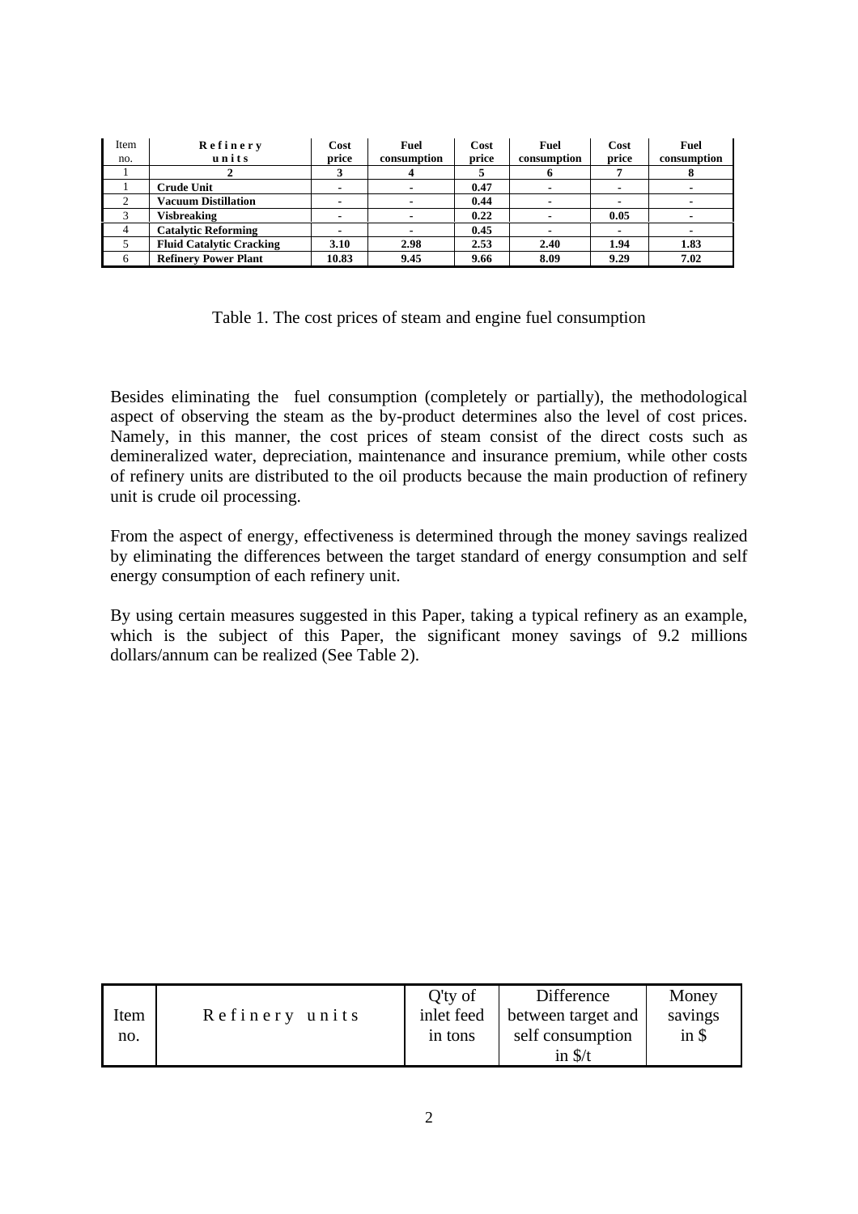| Item no. | Refinery units | Cost price | Fuel consumption | Cost price | Fuel consumption | Cost price | Fuel consumption |
|---|---|---|---|---|---|---|---|
| 1 | 2 | 3 | 4 | 5 | 6 | 7 | 8 |
| 1 | **Crude Unit** | - | - | **0.47** | - | - | - |
| 2 | **Vacuum Distillation** | - | - | **0.44** | - | - | - |
| 3 | **Visbreaking** | - | - | **0.22** | - | **0.05** | - |
| 4 | **Catalytic Reforming** | - | - | **0.45** | - | - | - |
| 5 | **Fluid Catalytic Cracking** | **3.10** | **2.98** | **2.53** | **2.40** | **1.94** | **1.83** |
| 6 | **Refinery Power Plant** | **10.83** | **9.45** | **9.66** | **8.09** | **9.29** | **7.02** |

Table 1. The cost prices of steam and engine fuel consumption

Besides eliminating the fuel consumption (completely or partially), the methodological aspect of observing the steam as the by-product determines also the level of cost prices. Namely, in this manner, the cost prices of steam consist of the direct costs such as demineralized water, depreciation, maintenance and insurance premium, while other costs of refinery units are distributed to the oil products because the main production of refinery unit is crude oil processing.

From the aspect of energy, effectiveness is determined through the money savings realized by eliminating the differences between the target standard of energy consumption and self energy consumption of each refinery unit.

By using certain measures suggested in this Paper, taking a typical refinery as an example, which is the subject of this Paper, the significant money savings of 9.2 millions dollars/annum can be realized (See Table 2).

| Item no. | Refinery units | Q'ty of inlet feed in tons | Difference between target and self consumption in $/t | Money savings in $ |
|---|---|---|---|---|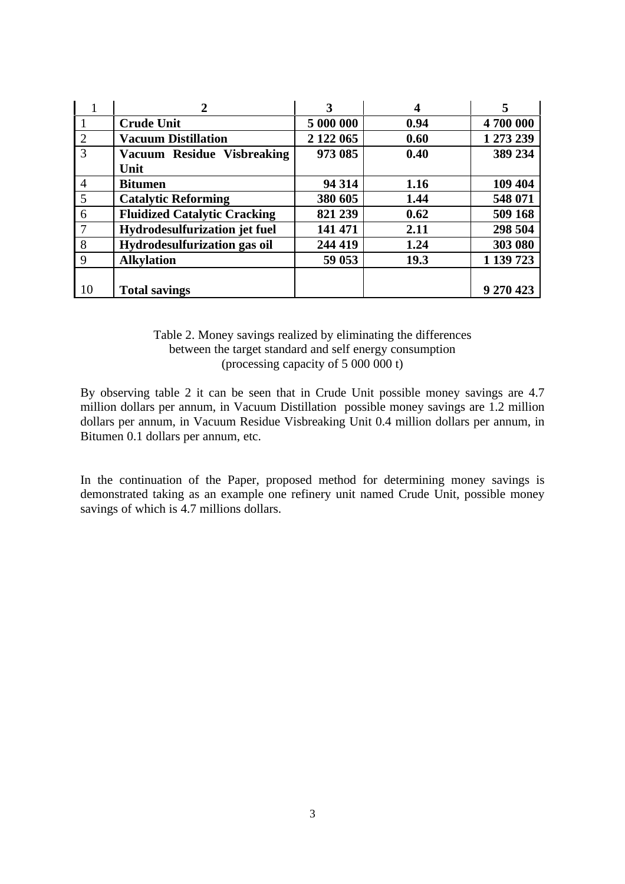| 1 | 2 | 3 | 4 | 5 |
|---|---|---|---|---|
| 1 | **Crude Unit** | **5 000 000** | **0.94** | **4 700 000** |
| 2 | **Vacuum Distillation** | **2 122 065** | **0.60** | **1 273 239** |
| 3 | **Vacuum Residue Visbreaking Unit** | **973 085** | **0.40** | **389 234** |
| 4 | **Bitumen** | **94 314** | **1.16** | **109 404** |
| 5 | **Catalytic Reforming** | **380 605** | **1.44** | **548 071** |
| 6 | **Fluidized Catalytic Cracking** | **821 239** | **0.62** | **509 168** |
| 7 | **Hydrodesulfurization jet fuel** | **141 471** | **2.11** | **298 504** |
| 8 | **Hydrodesulfurization gas oil** | **244 419** | **1.24** | **303 080** |
| 9 | **Alkylation** | **59 053** | **19.3** | **1 139 723** |
| 10 | **Total savings** | | | **9 270 423** |

Table 2. Money savings realized by eliminating the differences between the target standard and self energy consumption (processing capacity of 5 000 000 t)

By observing table 2 it can be seen that in Crude Unit possible money savings are 4.7 million dollars per annum, in Vacuum Distillation possible money savings are 1.2 million dollars per annum, in Vacuum Residue Visbreaking Unit 0.4 million dollars per annum, in Bitumen 0.1 dollars per annum, etc.

In the continuation of the Paper, proposed method for determining money savings is demonstrated taking as an example one refinery unit named Crude Unit, possible money savings of which is 4.7 millions dollars.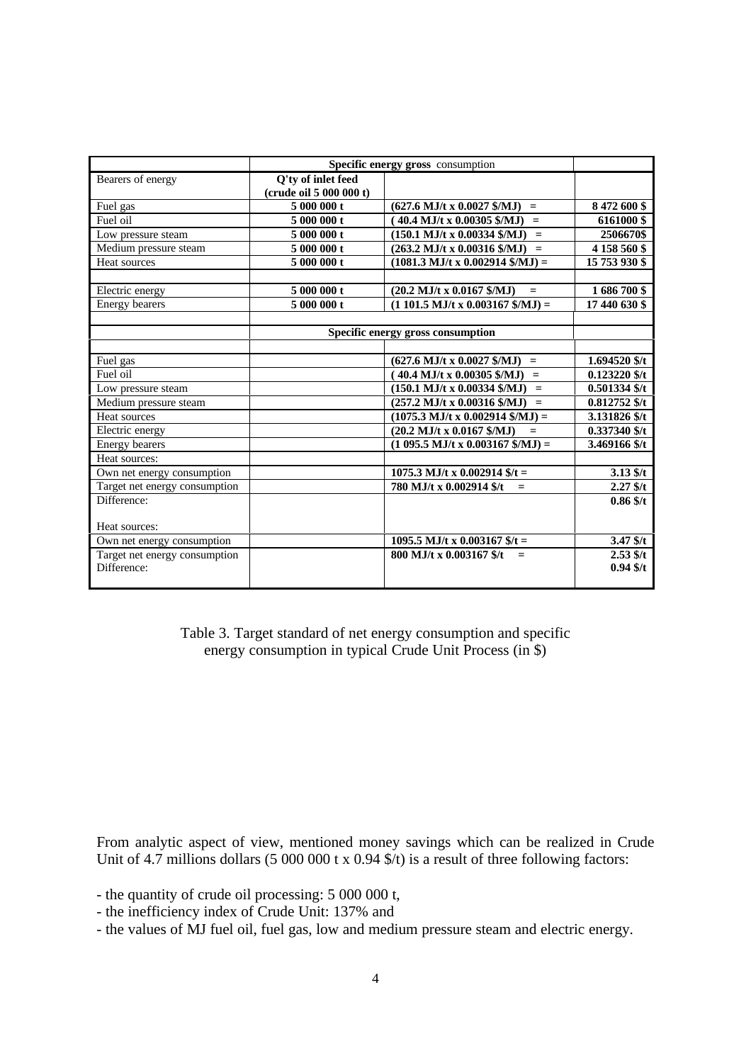| | Specific energy **gross** consumption | | |
|---|---|---|---|
| Bearers of energy | **Q'ty of inlet feed (crude oil 5 000 000 t)** | | |
| Fuel gas | **5 000 000 t** | **(627.6 MJ/t x 0.0027 $/MJ) =** | **8 472 600 $** |
| Fuel oil | **5 000 000 t** | **( 40.4 MJ/t x 0.00305 $/MJ) =** | **6161000 $** |
| Low pressure steam | **5 000 000 t** | **(150.1 MJ/t x 0.00334 $/MJ) =** | **2506670$** |
| Medium pressure steam | **5 000 000 t** | **(263.2 MJ/t x 0.00316 $/MJ) =** | **4 158 560 $** |
| Heat sources | **5 000 000 t** | **(1081.3 MJ/t x 0.002914 $/MJ) =** | **15 753 930 $** |
| | | | |
| Electric energy | **5 000 000 t** | **(20.2 MJ/t x 0.0167 $/MJ) =** | **1 686 700 $** |
| Energy bearers | **5 000 000 t** | **(1 101.5 MJ/t x 0.003167 $/MJ) =** | **17 440 630 $** |
| | | | |
| | **Specific energy gross consumption** | | |
| | | | |
| Fuel gas | | **(627.6 MJ/t x 0.0027 $/MJ) =** | **1.694520 $/t** |
| Fuel oil | | **( 40.4 MJ/t x 0.00305 $/MJ) =** | **0.123220 $/t** |
| Low pressure steam | | **(150.1 MJ/t x 0.00334 $/MJ) =** | **0.501334 $/t** |
| Medium pressure steam | | **(257.2 MJ/t x 0.00316 $/MJ) =** | **0.812752 $/t** |
| Heat sources | | **(1075.3 MJ/t x 0.002914 $/MJ) =** | **3.131826 $/t** |
| Electric energy | | **(20.2 MJ/t x 0.0167 $/MJ) =** | **0.337340 $/t** |
| Energy bearers | | **(1 095.5 MJ/t x 0.003167 $/MJ) =** | **3.469166 $/t** |
| Heat sources: | | | |
| Own net energy consumption | | **1075.3 MJ/t x 0.002914 $/t =** | **3.13 $/t** |
| Target net energy consumption | | **780 MJ/t x 0.002914 $/t =** | **2.27 $/t** |
| Difference: | | | **0.86 $/t** |
| Heat sources: | | | |
| Own net energy consumption | | **1095.5 MJ/t x 0.003167 $/t =** | **3.47 $/t** |
| Target net energy consumption | | **800 MJ/t x 0.003167 $/t =** | **2.53 $/t** |
| Difference: | | | **0.94 $/t** |

Table 3. Target standard of net energy consumption and specific energy consumption in typical Crude Unit Process (in $)

From analytic aspect of view, mentioned money savings which can be realized in Crude Unit of 4.7 millions dollars (5 000 000 t x 0.94 $/t) is a result of three following factors:

- the quantity of crude oil processing: 5 000 000 t,
- the inefficiency index of Crude Unit: 137% and
- the values of MJ fuel oil, fuel gas, low and medium pressure steam and electric energy.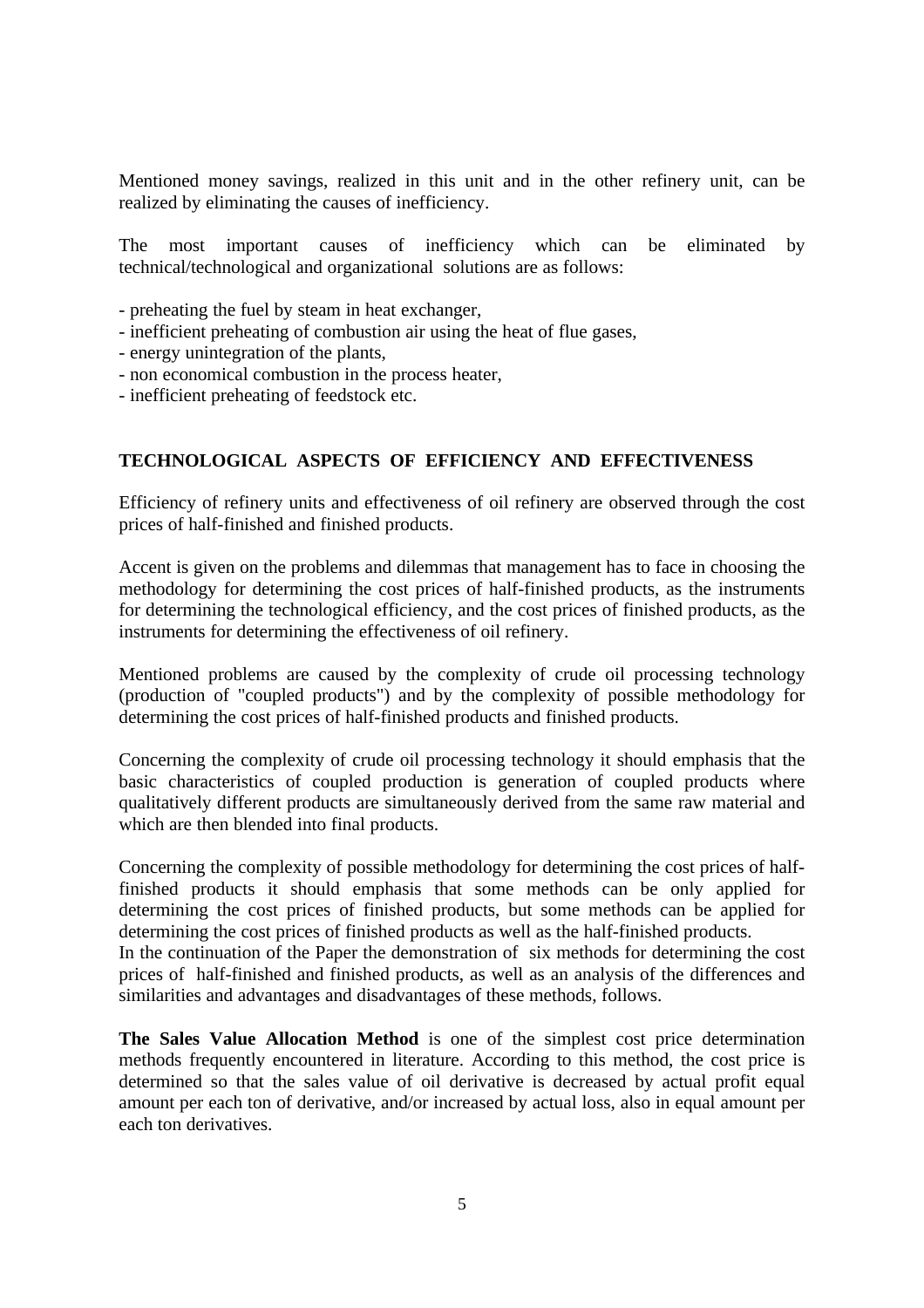Mentioned money savings, realized in this unit and in the other refinery unit, can be realized by eliminating the causes of inefficiency.

The most important causes of inefficiency which can be eliminated by technical/technological and organizational solutions are as follows:

- preheating the fuel by steam in heat exchanger,
- inefficient preheating of combustion air using the heat of flue gases,
- energy unintegration of the plants,
- non economical combustion in the process heater,
- inefficient preheating of feedstock etc.

## TECHNOLOGICAL ASPECTS OF EFFICIENCY AND EFFECTIVENESS

Efficiency of refinery units and effectiveness of oil refinery are observed through the cost prices of half-finished and finished products.

Accent is given on the problems and dilemmas that management has to face in choosing the methodology for determining the cost prices of half-finished products, as the instruments for determining the technological efficiency, and the cost prices of finished products, as the instruments for determining the effectiveness of oil refinery.

Mentioned problems are caused by the complexity of crude oil processing technology (production of "coupled products") and by the complexity of possible methodology for determining the cost prices of half-finished products and finished products.

Concerning the complexity of crude oil processing technology it should emphasis that the basic characteristics of coupled production is generation of coupled products where qualitatively different products are simultaneously derived from the same raw material and which are then blended into final products.

Concerning the complexity of possible methodology for determining the cost prices of half-finished products it should emphasis that some methods can be only applied for determining the cost prices of finished products, but some methods can be applied for determining the cost prices of finished products as well as the half-finished products.
In the continuation of the Paper the demonstration of six methods for determining the cost prices of half-finished and finished products, as well as an analysis of the differences and similarities and advantages and disadvantages of these methods, follows.

**The Sales Value Allocation Method** is one of the simplest cost price determination methods frequently encountered in literature. According to this method, the cost price is determined so that the sales value of oil derivative is decreased by actual profit equal amount per each ton of derivative, and/or increased by actual loss, also in equal amount per each ton derivatives.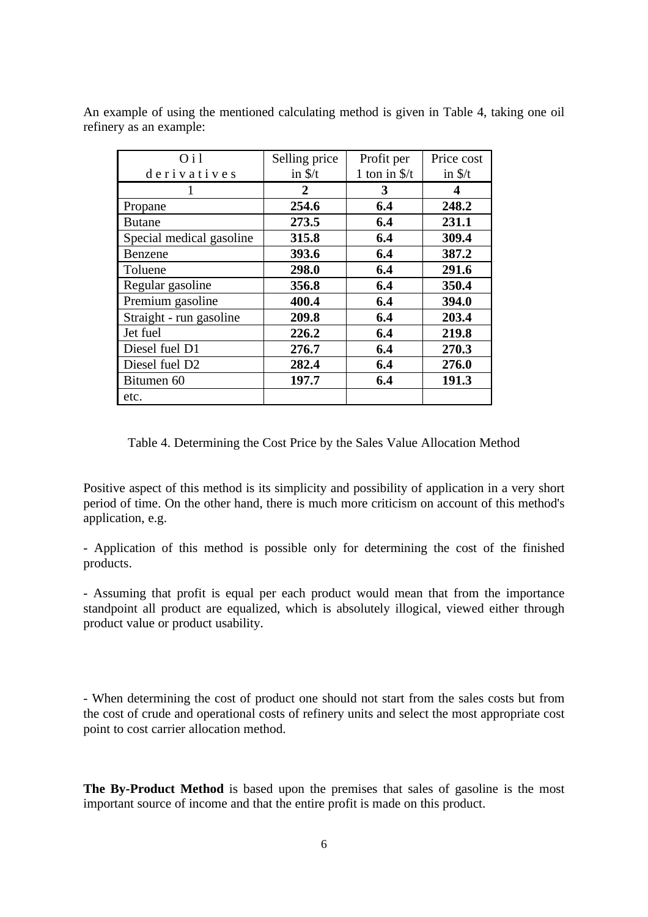An example of using the mentioned calculating method is given in Table 4, taking one oil refinery as an example:

| Oil derivatives | Selling price in $/t | Profit per 1 ton in $/t | Price cost in $/t |
|---|---|---|---|
| 1 | **2** | **3** | **4** |
| Propane | **254.6** | **6.4** | **248.2** |
| Butane | **273.5** | **6.4** | **231.1** |
| Special medical gasoline | **315.8** | **6.4** | **309.4** |
| Benzene | **393.6** | **6.4** | **387.2** |
| Toluene | **298.0** | **6.4** | **291.6** |
| Regular gasoline | **356.8** | **6.4** | **350.4** |
| Premium gasoline | **400.4** | **6.4** | **394.0** |
| Straight - run gasoline | **209.8** | **6.4** | **203.4** |
| Jet fuel | **226.2** | **6.4** | **219.8** |
| Diesel fuel D1 | **276.7** | **6.4** | **270.3** |
| Diesel fuel D2 | **282.4** | **6.4** | **276.0** |
| Bitumen 60 | **197.7** | **6.4** | **191.3** |
| etc. | | | |

Table 4. Determining the Cost Price by the Sales Value Allocation Method

Positive aspect of this method is its simplicity and possibility of application in a very short period of time. On the other hand, there is much more criticism on account of this method's application, e.g.

- Application of this method is possible only for determining the cost of the finished products.

- Assuming that profit is equal per each product would mean that from the importance standpoint all product are equalized, which is absolutely illogical, viewed either through product value or product usability.

- When determining the cost of product one should not start from the sales costs but from the cost of crude and operational costs of refinery units and select the most appropriate cost point to cost carrier allocation method.

**The By-Product Method** is based upon the premises that sales of gasoline is the most important source of income and that the entire profit is made on this product.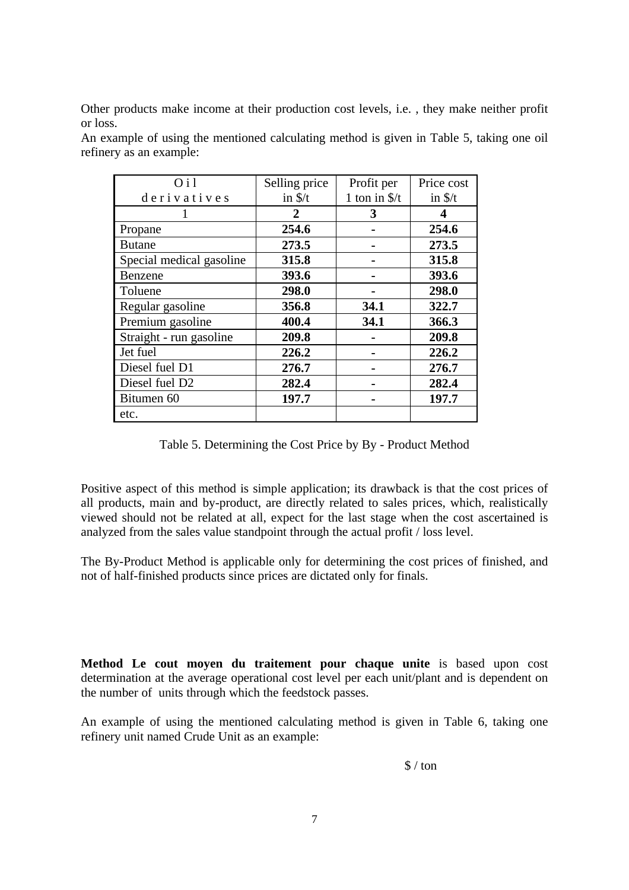Other products make income at their production cost levels, i.e. , they make neither profit or loss.

An example of using the mentioned calculating method is given in Table 5, taking one oil refinery as an example:

| Oil derivatives | Selling price in $/t | Profit per 1 ton in $/t | Price cost in $/t |
|---|---|---|---|
| 1 | **2** | **3** | **4** |
| Propane | **254.6** | **-** | **254.6** |
| Butane | **273.5** | **-** | **273.5** |
| Special medical gasoline | **315.8** | **-** | **315.8** |
| Benzene | **393.6** | **-** | **393.6** |
| Toluene | **298.0** | **-** | **298.0** |
| Regular gasoline | **356.8** | **34.1** | **322.7** |
| Premium gasoline | **400.4** | **34.1** | **366.3** |
| Straight - run gasoline | **209.8** | **-** | **209.8** |
| Jet fuel | **226.2** | **-** | **226.2** |
| Diesel fuel D1 | **276.7** | **-** | **276.7** |
| Diesel fuel D2 | **282.4** | **-** | **282.4** |
| Bitumen 60 | **197.7** | **-** | **197.7** |
| etc. | | | |

Table 5. Determining the Cost Price by By - Product Method

Positive aspect of this method is simple application; its drawback is that the cost prices of all products, main and by-product, are directly related to sales prices, which, realistically viewed should not be related at all, expect for the last stage when the cost ascertained is analyzed from the sales value standpoint through the actual profit / loss level.

The By-Product Method is applicable only for determining the cost prices of finished, and not of half-finished products since prices are dictated only for finals.

**Method Le cout moyen du traitement pour chaque unite** is based upon cost determination at the average operational cost level per each unit/plant and is dependent on the number of units through which the feedstock passes.

An example of using the mentioned calculating method is given in Table 6, taking one refinery unit named Crude Unit as an example:

$ / ton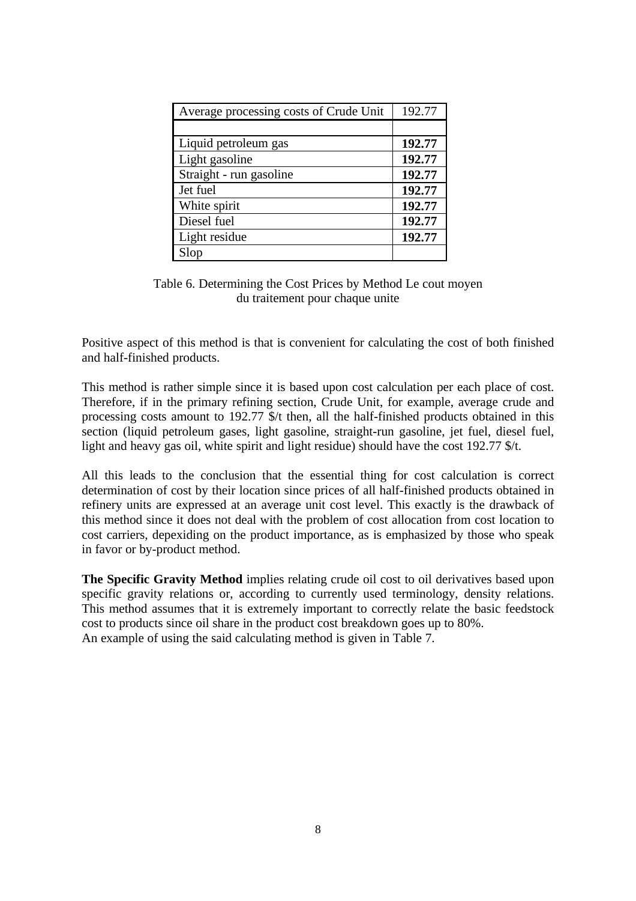| Average processing costs of Crude Unit | 192.77 |
| --- | --- |
| | |
| Liquid petroleum gas | **192.77** |
| Light gasoline | **192.77** |
| Straight - run gasoline | **192.77** |
| Jet fuel | **192.77** |
| White spirit | **192.77** |
| Diesel fuel | **192.77** |
| Light residue | **192.77** |
| Slop | |

Table 6. Determining the Cost Prices by Method Le cout moyen du traitement pour chaque unite

Positive aspect of this method is that is convenient for calculating the cost of both finished and half-finished products.

This method is rather simple since it is based upon cost calculation per each place of cost. Therefore, if in the primary refining section, Crude Unit, for example, average crude and processing costs amount to 192.77 $/t then, all the half-finished products obtained in this section (liquid petroleum gases, light gasoline, straight-run gasoline, jet fuel, diesel fuel, light and heavy gas oil, white spirit and light residue) should have the cost 192.77 $/t.

All this leads to the conclusion that the essential thing for cost calculation is correct determination of cost by their location since prices of all half-finished products obtained in refinery units are expressed at an average unit cost level. This exactly is the drawback of this method since it does not deal with the problem of cost allocation from cost location to cost carriers, depexiding on the product importance, as is emphasized by those who speak in favor or by-product method.

**The Specific Gravity Method** implies relating crude oil cost to oil derivatives based upon specific gravity relations or, according to currently used terminology, density relations. This method assumes that it is extremely important to correctly relate the basic feedstock cost to products since oil share in the product cost breakdown goes up to 80%.
An example of using the said calculating method is given in Table 7.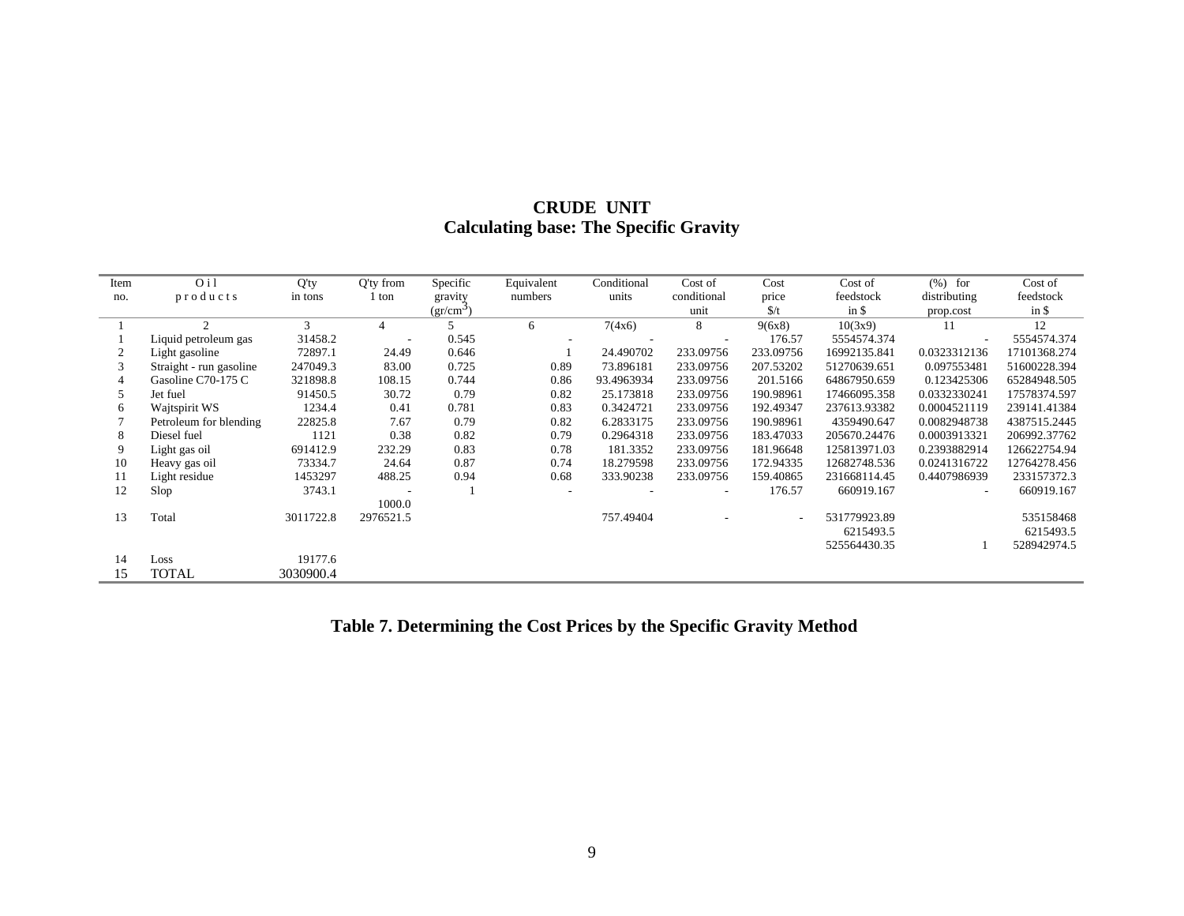# CRUDE UNIT
## Calculating base: The Specific Gravity

| Item no. | Oil products | Q'ty in tons | Q'ty from 1 ton | Specific gravity (gr/cm$^3$) | Equivalent numbers | Conditional units | Cost of conditional unit | Cost price \$/t | Cost of feedstock in \$ | (%) for distributing prop.cost | Cost of feedstock in \$ |
|---|---|---|---|---|---|---|---|---|---|---|---|
| 1 | 2 | 3 | 4 | 5 | 6 | 7(4x6) | 8 | 9(6x8) | 10(3x9) | 11 | 12 |
| 1 | Liquid petroleum gas | 31458.2 | - | 0.545 | - | - | - | 176.57 | 5554574.374 | - | 5554574.374 |
| 2 | Light gasoline | 72897.1 | 24.49 | 0.646 | 1 | 24.490702 | 233.09756 | 233.09756 | 16992135.841 | 0.0323312136 | 17101368.274 |
| 3 | Straight - run gasoline | 247049.3 | 83.00 | 0.725 | 0.89 | 73.896181 | 233.09756 | 207.53202 | 51270639.651 | 0.097553481 | 51600228.394 |
| 4 | Gasoline C70-175 C | 321898.8 | 108.15 | 0.744 | 0.86 | 93.4963934 | 233.09756 | 201.5166 | 64867950.659 | 0.123425306 | 65284948.505 |
| 5 | Jet fuel | 91450.5 | 30.72 | 0.79 | 0.82 | 25.173818 | 233.09756 | 190.98961 | 17466095.358 | 0.0332330241 | 17578374.597 |
| 6 | Wajtspirit WS | 1234.4 | 0.41 | 0.781 | 0.83 | 0.3424721 | 233.09756 | 192.49347 | 237613.93382 | 0.0004521119 | 239141.41384 |
| 7 | Petroleum for blending | 22825.8 | 7.67 | 0.79 | 0.82 | 6.2833175 | 233.09756 | 190.98961 | 4359490.647 | 0.0082948738 | 4387515.2445 |
| 8 | Diesel fuel | 1121 | 0.38 | 0.82 | 0.79 | 0.2964318 | 233.09756 | 183.47033 | 205670.24476 | 0.0003913321 | 206992.37762 |
| 9 | Light gas oil | 691412.9 | 232.29 | 0.83 | 0.78 | 181.3352 | 233.09756 | 181.96648 | 125813971.03 | 0.2393882914 | 126622754.94 |
| 10 | Heavy gas oil | 73334.7 | 24.64 | 0.87 | 0.74 | 18.279598 | 233.09756 | 172.94335 | 12682748.536 | 0.0241316722 | 12764278.456 |
| 11 | Light residue | 1453297 | 488.25 | 0.94 | 0.68 | 333.90238 | 233.09756 | 159.40865 | 231668114.45 | 0.4407986939 | 233157372.3 |
| 12 | Slop | 3743.1 | - | 1 | - | - | - | 176.57 | 660919.167 | - | 660919.167 |
| | | | 1000.0 | | | | | | | | |
| 13 | Total | 3011722.8 | 2976521.5 | | | 757.49404 | - | - | 531779923.89 | | 535158468 |
| | | | | | | | | | 6215493.5 | | 6215493.5 |
| | | | | | | | | | 525564430.35 | 1 | 528942974.5 |
| 14 | Loss | 19177.6 | | | | | | | | | |
| 15 | TOTAL | 3030900.4 | | | | | | | | | |

**Table 7. Determining the Cost Prices by the Specific Gravity Method**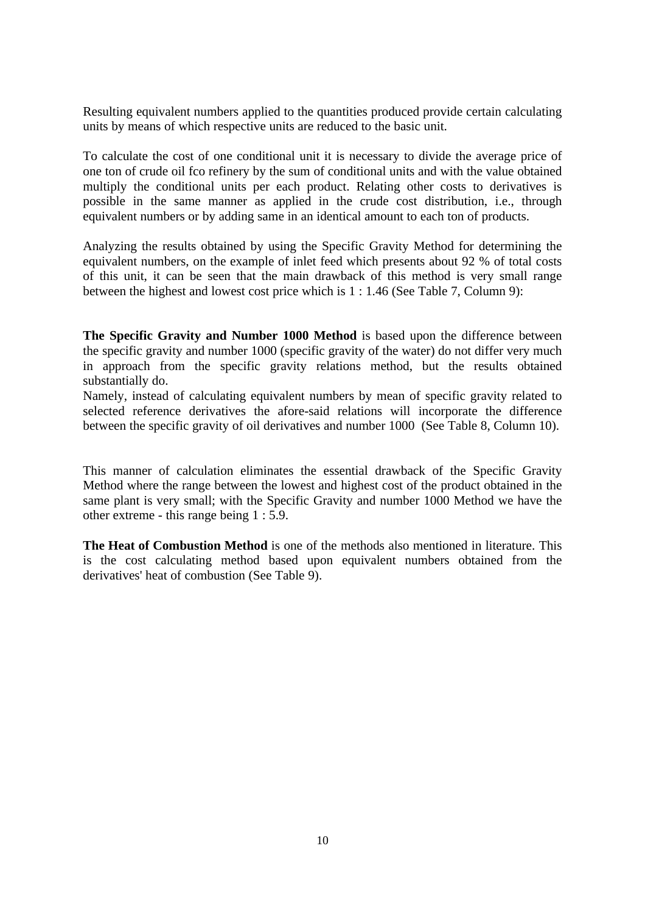Resulting equivalent numbers applied to the quantities produced provide certain calculating units by means of which respective units are reduced to the basic unit.

To calculate the cost of one conditional unit it is necessary to divide the average price of one ton of crude oil fco refinery by the sum of conditional units and with the value obtained multiply the conditional units per each product. Relating other costs to derivatives is possible in the same manner as applied in the crude cost distribution, i.e., through equivalent numbers or by adding same in an identical amount to each ton of products.

Analyzing the results obtained by using the Specific Gravity Method for determining the equivalent numbers, on the example of inlet feed which presents about 92 % of total costs of this unit, it can be seen that the main drawback of this method is very small range between the highest and lowest cost price which is 1 : 1.46 (See Table 7, Column 9):

**The Specific Gravity and Number 1000 Method** is based upon the difference between the specific gravity and number 1000 (specific gravity of the water) do not differ very much in approach from the specific gravity relations method, but the results obtained substantially do.
Namely, instead of calculating equivalent numbers by mean of specific gravity related to selected reference derivatives the afore-said relations will incorporate the difference between the specific gravity of oil derivatives and number 1000 (See Table 8, Column 10).

This manner of calculation eliminates the essential drawback of the Specific Gravity Method where the range between the lowest and highest cost of the product obtained in the same plant is very small; with the Specific Gravity and number 1000 Method we have the other extreme - this range being 1 : 5.9.

**The Heat of Combustion Method** is one of the methods also mentioned in literature. This is the cost calculating method based upon equivalent numbers obtained from the derivatives' heat of combustion (See Table 9).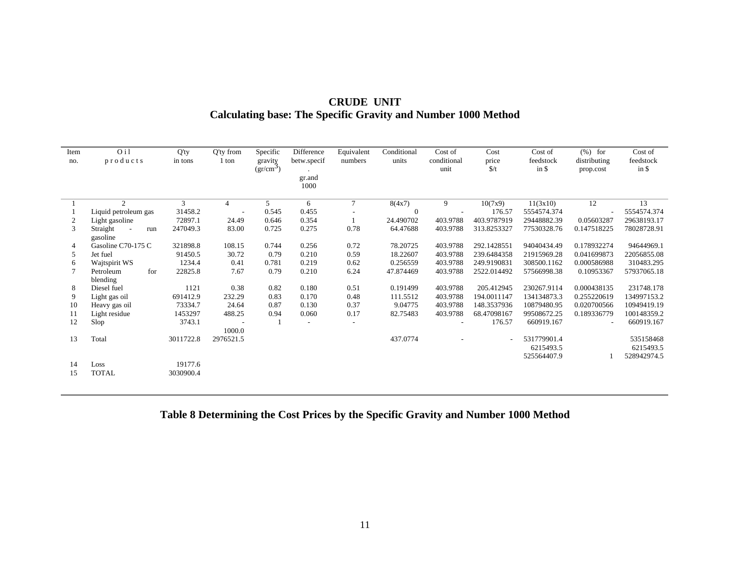## CRUDE UNIT
## Calculating base: The Specific Gravity and Number 1000 Method

| Item no. | Oil products | Q'ty in tons | Q'ty from 1 ton | Specific gravity (gr/cm$^3$) | Difference betw.specif. gr.and 1000 | Equivalent numbers | Conditional units | Cost of conditional unit | Cost price \$/t | Cost of feedstock in \$ | (%) for distributing prop.cost | Cost of feedstock in \$ |
|---|---|---|---|---|---|---|---|---|---|---|---|---|
| 1 | 2 | 3 | 4 | 5 | 6 | 7 | 8(4x7) | 9 | 10(7x9) | 11(3x10) | 12 | 13 |
| 1 | Liquid petroleum gas | 31458.2 | - | 0.545 | 0.455 | - | 0 | - | 176.57 | 5554574.374 | - | 5554574.374 |
| 2 | Light gasoline | 72897.1 | 24.49 | 0.646 | 0.354 | 1 | 24.490702 | 403.9788 | 403.9787919 | 29448882.39 | 0.05603287 | 29638193.17 |
| 3 | Straight - run gasoline | 247049.3 | 83.00 | 0.725 | 0.275 | 0.78 | 64.47688 | 403.9788 | 313.8253327 | 77530328.76 | 0.147518225 | 78028728.91 |
| 4 | Gasoline C70-175 C | 321898.8 | 108.15 | 0.744 | 0.256 | 0.72 | 78.20725 | 403.9788 | 292.1428551 | 94040434.49 | 0.178932274 | 94644969.1 |
| 5 | Jet fuel | 91450.5 | 30.72 | 0.79 | 0.210 | 0.59 | 18.22607 | 403.9788 | 239.6484358 | 21915969.28 | 0.041699873 | 22056855.08 |
| 6 | Wajtspirit WS | 1234.4 | 0.41 | 0.781 | 0.219 | 0.62 | 0.256559 | 403.9788 | 249.9190831 | 308500.1162 | 0.000586988 | 310483.295 |
| 7 | Petroleum for blending | 22825.8 | 7.67 | 0.79 | 0.210 | 6.24 | 47.874469 | 403.9788 | 2522.014492 | 57566998.38 | 0.10953367 | 57937065.18 |
| 8 | Diesel fuel | 1121 | 0.38 | 0.82 | 0.180 | 0.51 | 0.191499 | 403.9788 | 205.412945 | 230267.9114 | 0.000438135 | 231748.178 |
| 9 | Light gas oil | 691412.9 | 232.29 | 0.83 | 0.170 | 0.48 | 111.5512 | 403.9788 | 194.0011147 | 134134873.3 | 0.255220619 | 134997153.2 |
| 10 | Heavy gas oil | 73334.7 | 24.64 | 0.87 | 0.130 | 0.37 | 9.04775 | 403.9788 | 148.3537936 | 10879480.95 | 0.020700566 | 10949419.19 |
| 11 | Light residue | 1453297 | 488.25 | 0.94 | 0.060 | 0.17 | 82.75483 | 403.9788 | 68.47098167 | 99508672.25 | 0.189336779 | 100148359.2 |
| 12 | Slop | 3743.1 | - | 1 | - | - | | - | 176.57 | 660919.167 | - | 660919.167 |
| | | | 1000.0 | | | | | | | | | |
| 13 | Total | 3011722.8 | 2976521.5 | | | | 437.0774 | - | - | 531779901.4<br>6215493.5<br>525564407.9 | 1 | 535158468<br>6215493.5<br>528942974.5 |
| 14 | Loss | 19177.6 | | | | | | | | | | |
| 15 | TOTAL | 3030900.4 | | | | | | | | | | |

**Table 8 Determining the Cost Prices by the Specific Gravity and Number 1000 Method**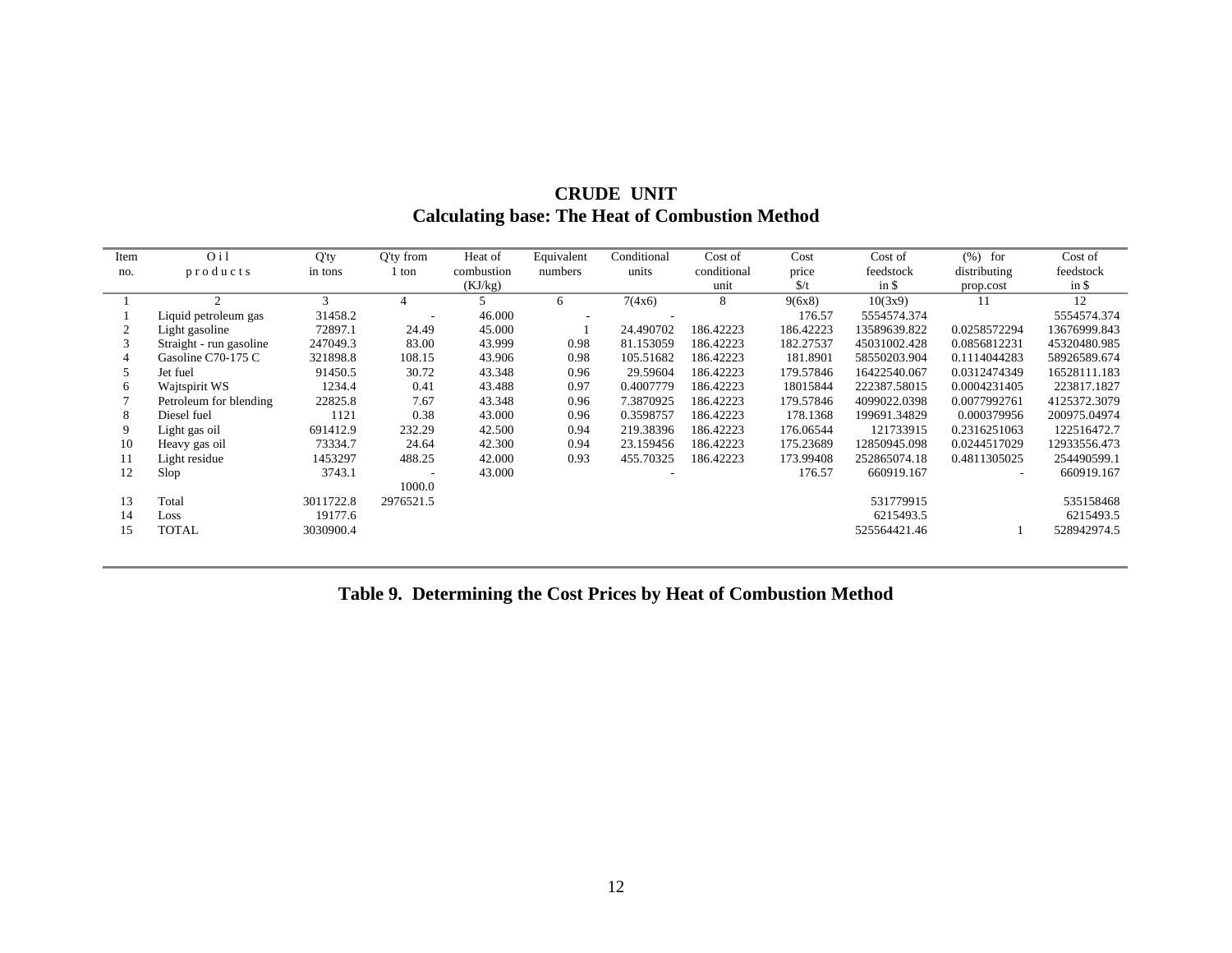# CRUDE UNIT

## Calculating base: The Heat of Combustion Method

| Item no. | Oil products | Q'ty in tons | Q'ty from 1 ton | Heat of combustion (KJ/kg) | Equivalent numbers | Conditional units | Cost of conditional unit | Cost price $/t | Cost of feedstock in $ | (%) for distributing prop.cost | Cost of feedstock in $ |
|---|---|---|---|---|---|---|---|---|---|---|---|
| 1 | 2 | 3 | 4 | 5 | 6 | 7(4x6) | 8 | 9(6x8) | 10(3x9) | 11 | 12 |
| 1 | Liquid petroleum gas | 31458.2 | - | 46.000 | - | - | | 176.57 | 5554574.374 | | 5554574.374 |
| 2 | Light gasoline | 72897.1 | 24.49 | 45.000 | 1 | 24.490702 | 186.42223 | 186.42223 | 13589639.822 | 0.0258572294 | 13676999.843 |
| 3 | Straight - run gasoline | 247049.3 | 83.00 | 43.999 | 0.98 | 81.153059 | 186.42223 | 182.27537 | 45031002.428 | 0.0856812231 | 45320480.985 |
| 4 | Gasoline C70-175 C | 321898.8 | 108.15 | 43.906 | 0.98 | 105.51682 | 186.42223 | 181.8901 | 58550203.904 | 0.1114044283 | 58926589.674 |
| 5 | Jet fuel | 91450.5 | 30.72 | 43.348 | 0.96 | 29.59604 | 186.42223 | 179.57846 | 16422540.067 | 0.0312474349 | 16528111.183 |
| 6 | Wajtspirit WS | 1234.4 | 0.41 | 43.488 | 0.97 | 0.4007779 | 186.42223 | 18015844 | 222387.58015 | 0.0004231405 | 223817.1827 |
| 7 | Petroleum for blending | 22825.8 | 7.67 | 43.348 | 0.96 | 7.3870925 | 186.42223 | 179.57846 | 4099022.0398 | 0.0077992761 | 4125372.3079 |
| 8 | Diesel fuel | 1121 | 0.38 | 43.000 | 0.96 | 0.3598757 | 186.42223 | 178.1368 | 199691.34829 | 0.000379956 | 200975.04974 |
| 9 | Light gas oil | 691412.9 | 232.29 | 42.500 | 0.94 | 219.38396 | 186.42223 | 176.06544 | 121733915 | 0.2316251063 | 122516472.7 |
| 10 | Heavy gas oil | 73334.7 | 24.64 | 42.300 | 0.94 | 23.159456 | 186.42223 | 175.23689 | 12850945.098 | 0.0244517029 | 12933556.473 |
| 11 | Light residue | 1453297 | 488.25 | 42.000 | 0.93 | 455.70325 | 186.42223 | 173.99408 | 252865074.18 | 0.4811305025 | 254490599.1 |
| 12 | Slop | 3743.1 | - | 43.000 | | - | | 176.57 | 660919.167 | - | 660919.167 |
| | | | 1000.0 | | | | | | | | |
| 13 | Total | 3011722.8 | 2976521.5 | | | | | | 531779915 | | 535158468 |
| 14 | Loss | 19177.6 | | | | | | | 6215493.5 | | 6215493.5 |
| 15 | TOTAL | 3030900.4 | | | | | | | 525564421.46 | 1 | 528942974.5 |

**Table 9. Determining the Cost Prices by Heat of Combustion Method**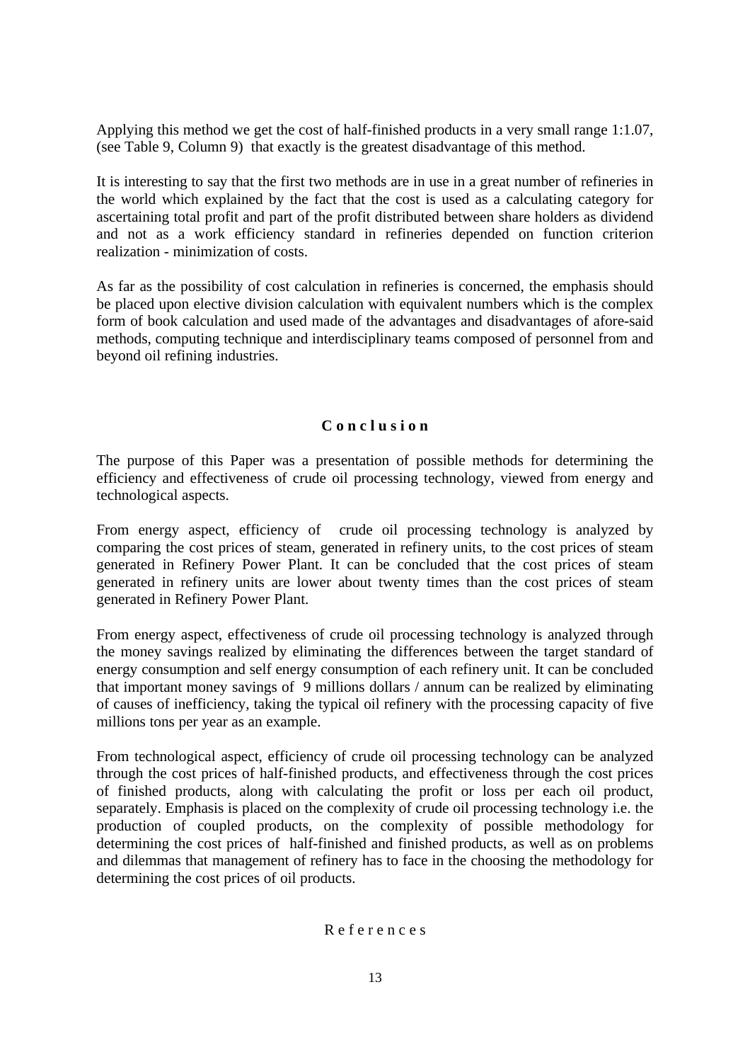Applying this method we get the cost of half-finished products in a very small range 1:1.07, (see Table 9, Column 9) that exactly is the greatest disadvantage of this method.

It is interesting to say that the first two methods are in use in a great number of refineries in the world which explained by the fact that the cost is used as a calculating category for ascertaining total profit and part of the profit distributed between share holders as dividend and not as a work efficiency standard in refineries depended on function criterion realization - minimization of costs.

As far as the possibility of cost calculation in refineries is concerned, the emphasis should be placed upon elective division calculation with equivalent numbers which is the complex form of book calculation and used made of the advantages and disadvantages of afore-said methods, computing technique and interdisciplinary teams composed of personnel from and beyond oil refining industries.

## Conclusion

The purpose of this Paper was a presentation of possible methods for determining the efficiency and effectiveness of crude oil processing technology, viewed from energy and technological aspects.

From energy aspect, efficiency of crude oil processing technology is analyzed by comparing the cost prices of steam, generated in refinery units, to the cost prices of steam generated in Refinery Power Plant. It can be concluded that the cost prices of steam generated in refinery units are lower about twenty times than the cost prices of steam generated in Refinery Power Plant.

From energy aspect, effectiveness of crude oil processing technology is analyzed through the money savings realized by eliminating the differences between the target standard of energy consumption and self energy consumption of each refinery unit. It can be concluded that important money savings of 9 millions dollars / annum can be realized by eliminating of causes of inefficiency, taking the typical oil refinery with the processing capacity of five millions tons per year as an example.

From technological aspect, efficiency of crude oil processing technology can be analyzed through the cost prices of half-finished products, and effectiveness through the cost prices of finished products, along with calculating the profit or loss per each oil product, separately. Emphasis is placed on the complexity of crude oil processing technology i.e. the production of coupled products, on the complexity of possible methodology for determining the cost prices of half-finished and finished products, as well as on problems and dilemmas that management of refinery has to face in the choosing the methodology for determining the cost prices of oil products.

## References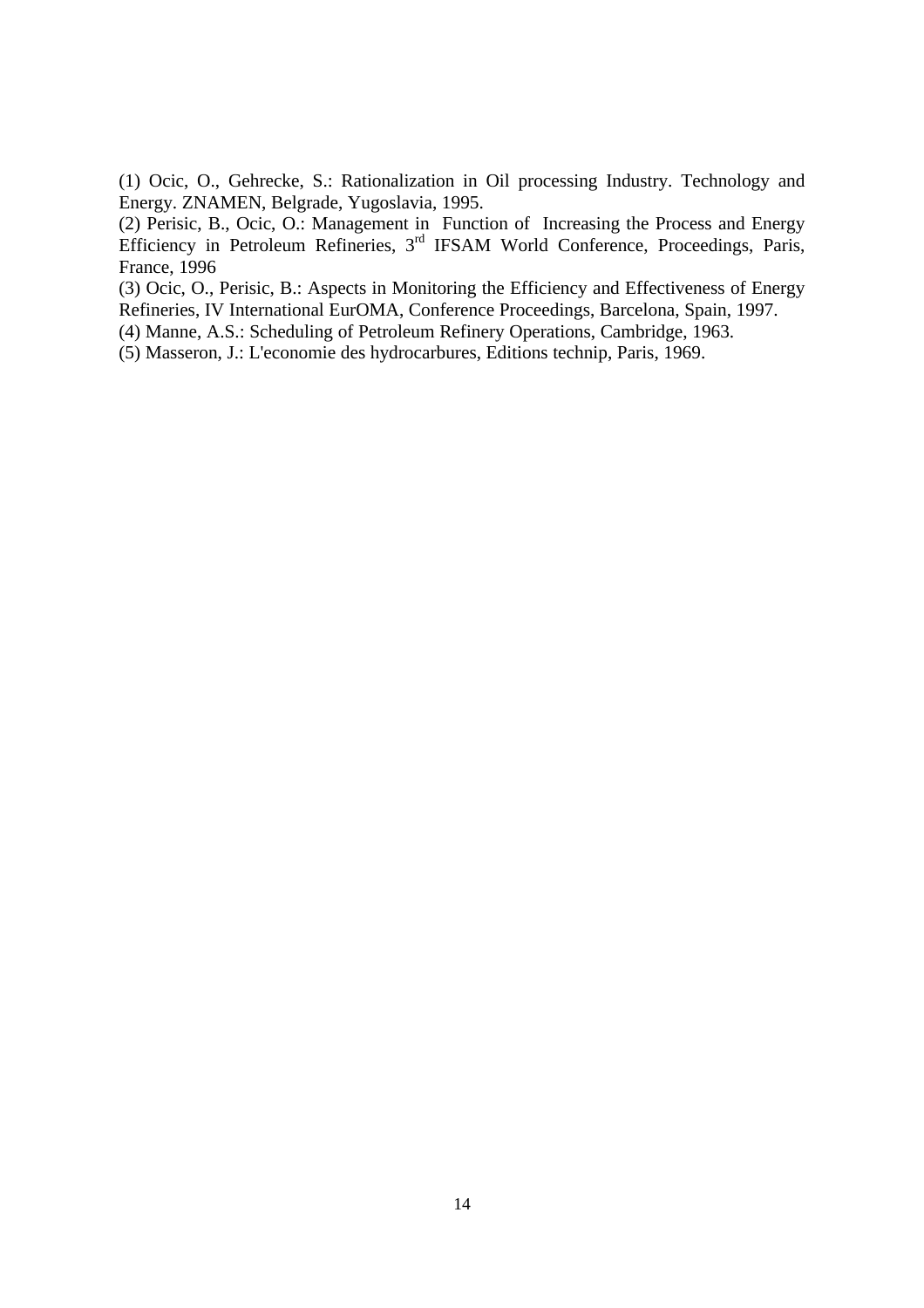(1) Ocic, O., Gehrecke, S.: Rationalization in Oil processing Industry. Technology and Energy. ZNAMEN, Belgrade, Yugoslavia, 1995.

(2) Perisic, B., Ocic, O.: Management in Function of Increasing the Process and Energy Efficiency in Petroleum Refineries, 3rd IFSAM World Conference, Proceedings, Paris, France, 1996

(3) Ocic, O., Perisic, B.: Aspects in Monitoring the Efficiency and Effectiveness of Energy Refineries, IV International EurOMA, Conference Proceedings, Barcelona, Spain, 1997.

(4) Manne, A.S.: Scheduling of Petroleum Refinery Operations, Cambridge, 1963.

(5) Masseron, J.: L'economie des hydrocarbures, Editions technip, Paris, 1969.